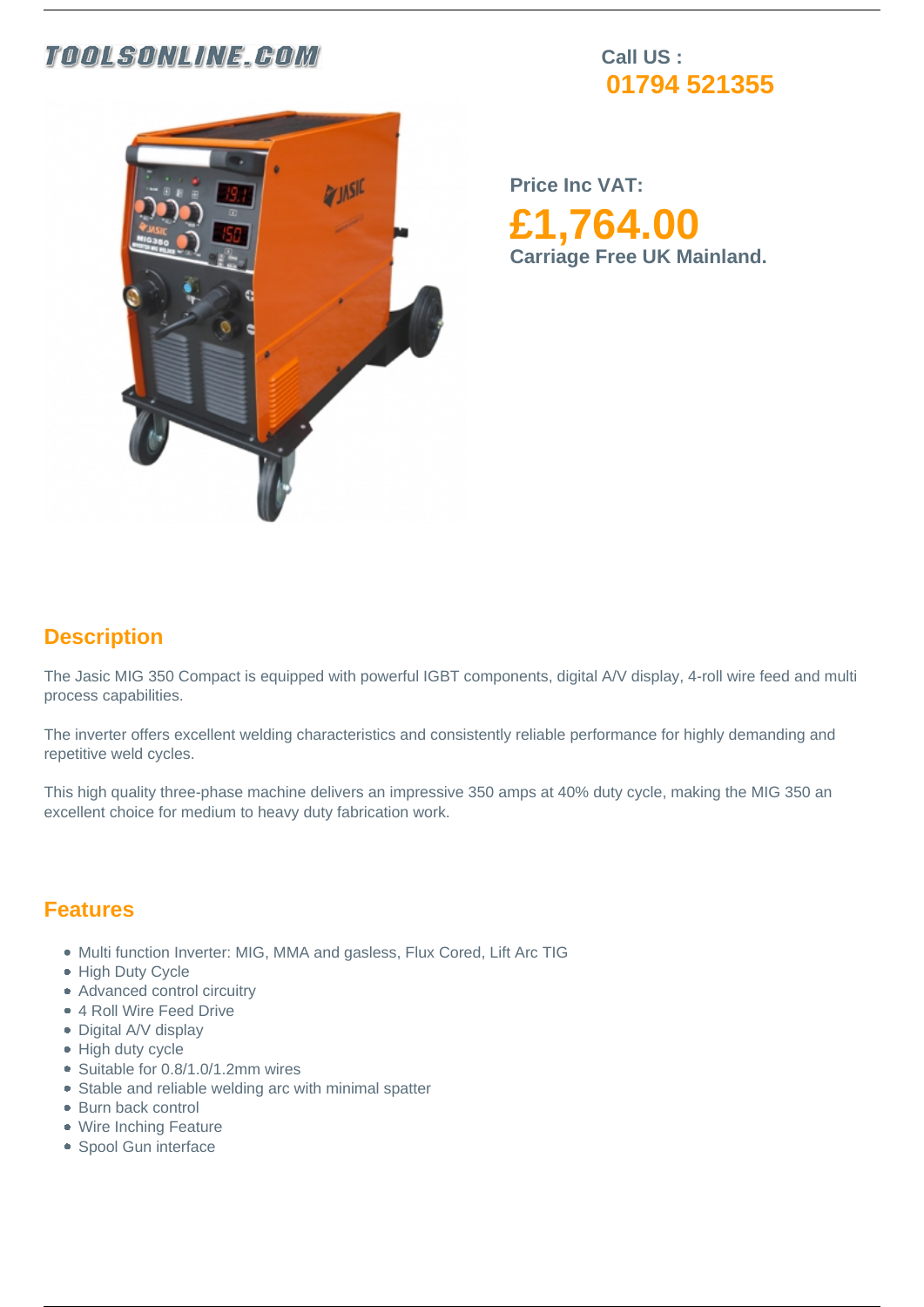TOOLSONLINE.COM

Call US :
**01794 521355**

Price Inc VAT:

**£1,764.00**

**Carriage Free UK Mainland.**

## Description

The Jasic MIG 350 Compact is equipped with powerful IGBT components, digital A/V display, 4-roll wire feed and multi process capabilities.

The inverter offers excellent welding characteristics and consistently reliable performance for highly demanding and repetitive weld cycles.

This high quality three-phase machine delivers an impressive 350 amps at 40% duty cycle, making the MIG 350 an excellent choice for medium to heavy duty fabrication work.

## Features

- Multi function Inverter: MIG, MMA and gasless, Flux Cored, Lift Arc TIG
- High Duty Cycle
- Advanced control circuitry
- 4 Roll Wire Feed Drive
- Digital A/V display
- High duty cycle
- Suitable for 0.8/1.0/1.2mm wires
- Stable and reliable welding arc with minimal spatter
- Burn back control
- Wire Inching Feature
- Spool Gun interface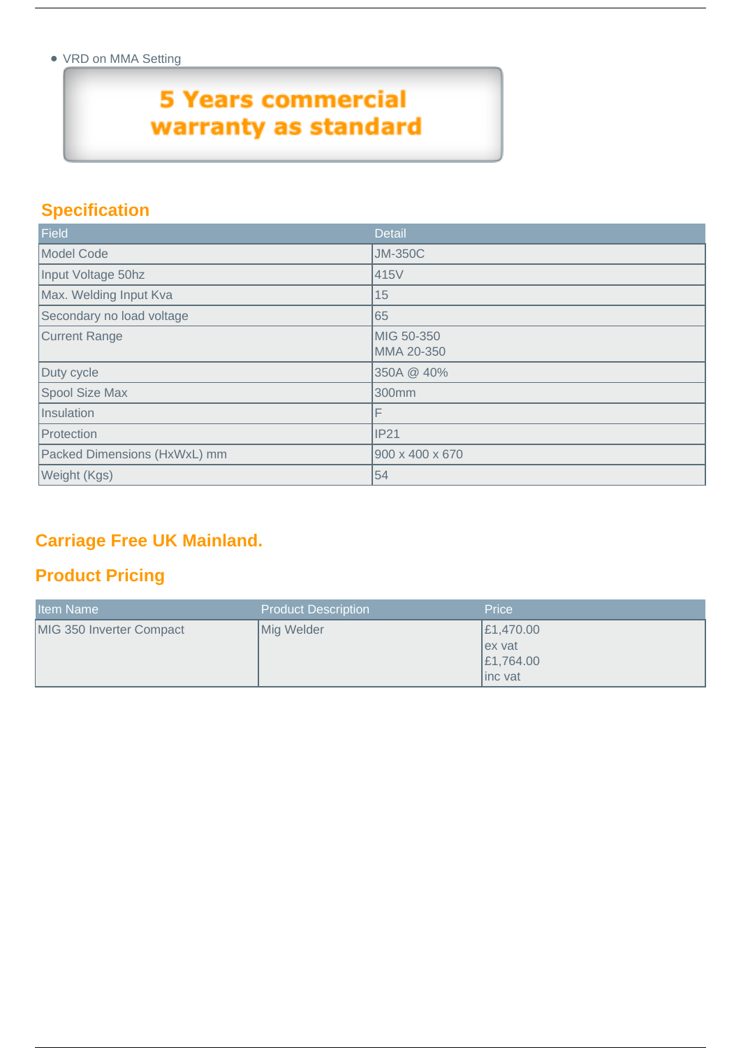- VRD on MMA Setting

**5 Years commercial warranty as standard**

## Specification

| Field | Detail |
|---|---|
| Model Code | JM-350C |
| Input Voltage 50hz | 415V |
| Max. Welding Input Kva | 15 |
| Secondary no load voltage | 65 |
| Current Range | MIG 50-350<br>MMA 20-350 |
| Duty cycle | 350A @ 40% |
| Spool Size Max | 300mm |
| Insulation | F |
| Protection | IP21 |
| Packed Dimensions (HxWxL) mm | 900 x 400 x 670 |
| Weight (Kgs) | 54 |

## Carriage Free UK Mainland.

## Product Pricing

| Item Name | Product Description | Price |
|---|---|---|
| MIG 350 Inverter Compact | Mig Welder | £1,470.00<br>ex vat<br>£1,764.00<br>inc vat |